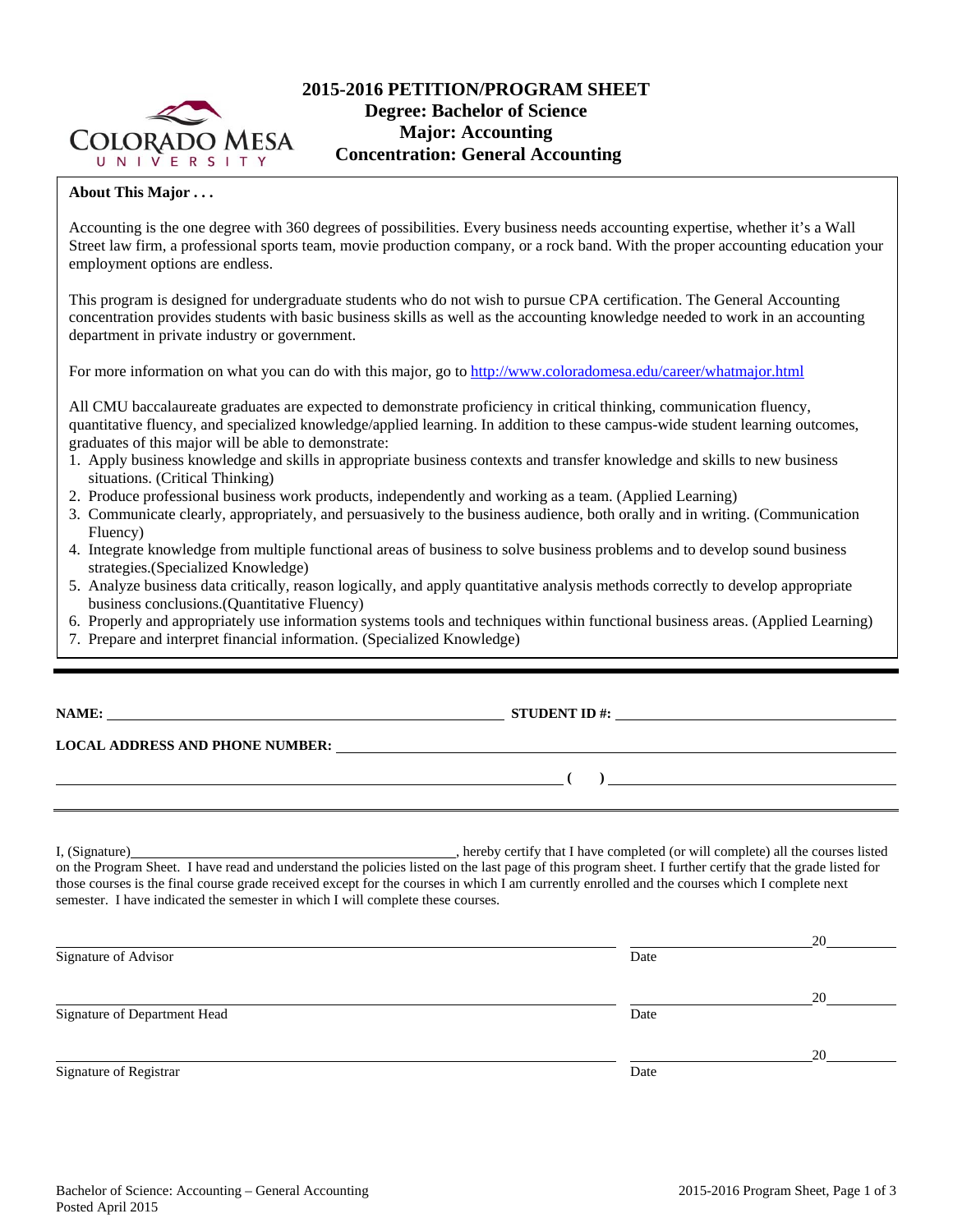# 2015-2016 PETITION/PROGRAM SHEET

## Degree: Bachelor of Science
## Major: Accounting
## Concentration: General Accounting

**About This Major . . .**

Accounting is the one degree with 360 degrees of possibilities. Every business needs accounting expertise, whether it's a Wall Street law firm, a professional sports team, movie production company, or a rock band. With the proper accounting education your employment options are endless.

This program is designed for undergraduate students who do not wish to pursue CPA certification. The General Accounting concentration provides students with basic business skills as well as the accounting knowledge needed to work in an accounting department in private industry or government.

For more information on what you can do with this major, go to http://www.coloradomesa.edu/career/whatmajor.html

All CMU baccalaureate graduates are expected to demonstrate proficiency in critical thinking, communication fluency, quantitative fluency, and specialized knowledge/applied learning. In addition to these campus-wide student learning outcomes, graduates of this major will be able to demonstrate:

1. Apply business knowledge and skills in appropriate business contexts and transfer knowledge and skills to new business situations. (Critical Thinking)
2. Produce professional business work products, independently and working as a team. (Applied Learning)
3. Communicate clearly, appropriately, and persuasively to the business audience, both orally and in writing. (Communication Fluency)
4. Integrate knowledge from multiple functional areas of business to solve business problems and to develop sound business strategies.(Specialized Knowledge)
5. Analyze business data critically, reason logically, and apply quantitative analysis methods correctly to develop appropriate business conclusions.(Quantitative Fluency)
6. Properly and appropriately use information systems tools and techniques within functional business areas. (Applied Learning)
7. Prepare and interpret financial information. (Specialized Knowledge)

---

**NAME:** ______________________ **STUDENT ID #:** ______________________

**LOCAL ADDRESS AND PHONE NUMBER:** ______________________

______________________ **( )** ______________________

---

I, (Signature)______________________, hereby certify that I have completed (or will complete) all the courses listed on the Program Sheet. I have read and understand the policies listed on the last page of this program sheet. I further certify that the grade listed for those courses is the final course grade received except for the courses in which I am currently enrolled and the courses which I complete next semester. I have indicated the semester in which I will complete these courses.

______________________ ______________ 20______
Signature of Advisor Date

______________________ ______________ 20______
Signature of Department Head Date

______________________ ______________ 20______
Signature of Registrar Date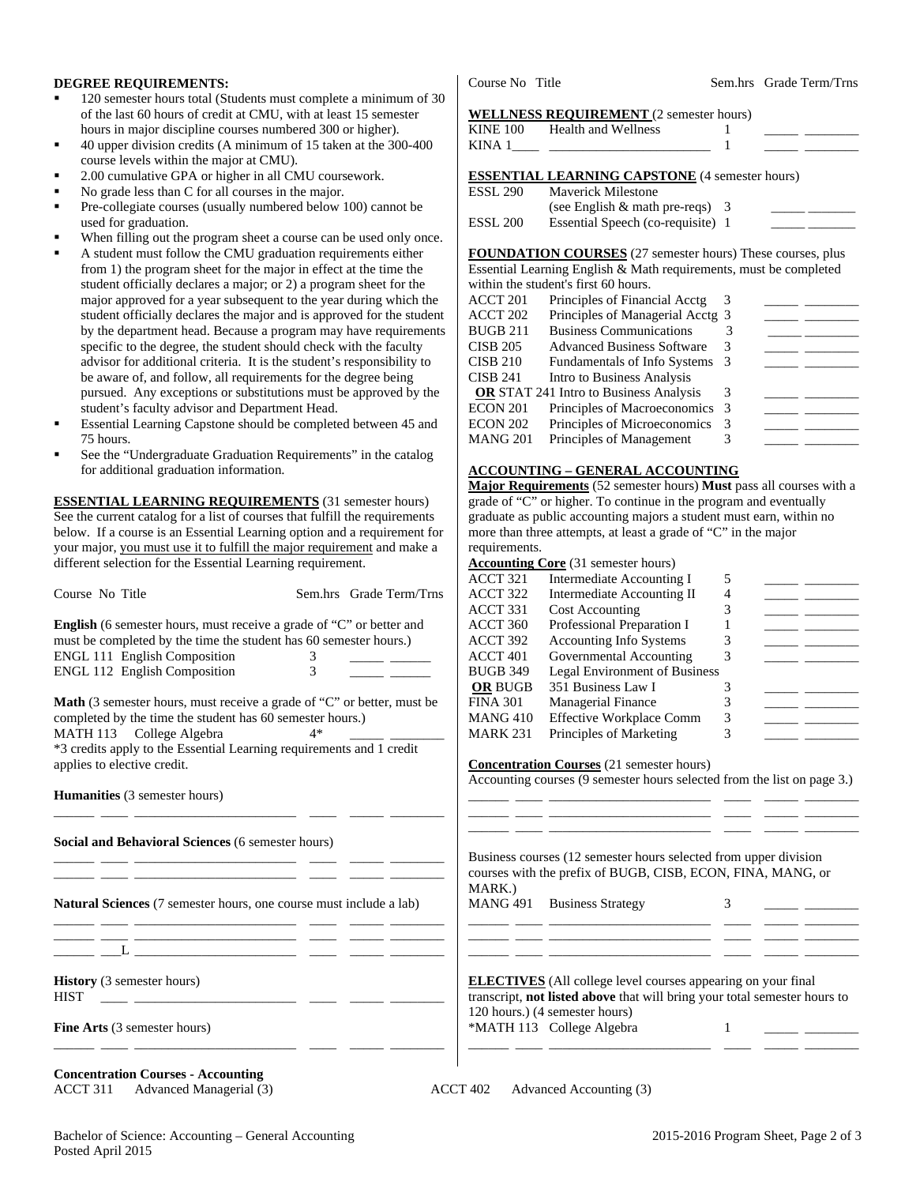**DEGREE REQUIREMENTS:**

- 120 semester hours total (Students must complete a minimum of 30 of the last 60 hours of credit at CMU, with at least 15 semester hours in major discipline courses numbered 300 or higher).
- 40 upper division credits (A minimum of 15 taken at the 300-400 course levels within the major at CMU).
- 2.00 cumulative GPA or higher in all CMU coursework.
- No grade less than C for all courses in the major.
- Pre-collegiate courses (usually numbered below 100) cannot be used for graduation.
- When filling out the program sheet a course can be used only once.
- A student must follow the CMU graduation requirements either from 1) the program sheet for the major in effect at the time the student officially declares a major; or 2) a program sheet for the major approved for a year subsequent to the year during which the student officially declares the major and is approved for the student by the department head. Because a program may have requirements specific to the degree, the student should check with the faculty advisor for additional criteria. It is the student's responsibility to be aware of, and follow, all requirements for the degree being pursued. Any exceptions or substitutions must be approved by the student's faculty advisor and Department Head.
- Essential Learning Capstone should be completed between 45 and 75 hours.
- See the "Undergraduate Graduation Requirements" in the catalog for additional graduation information.

**ESSENTIAL LEARNING REQUIREMENTS** (31 semester hours) See the current catalog for a list of courses that fulfill the requirements below. If a course is an Essential Learning option and a requirement for your major, you must use it to fulfill the major requirement and make a different selection for the Essential Learning requirement.

| Course No | Title | Sem.hrs | Grade | Term/Trns |
|---|---|---|---|---|

**English** (6 semester hours, must receive a grade of "C" or better and must be completed by the time the student has 60 semester hours.)

| Course No | Title | Sem.hrs | Grade | Term/Trns |
|---|---|---|---|---|
| ENGL 111 | English Composition | 3 | _____ | ______ |
| ENGL 112 | English Composition | 3 | _____ | ______ |

**Math** (3 semester hours, must receive a grade of "C" or better, must be completed by the time the student has 60 semester hours.)

| Course No | Title | Sem.hrs | Grade | Term/Trns |
|---|---|---|---|---|
| MATH 113 | College Algebra | 4* | _____ | ________ |

*3 credits apply to the Essential Learning requirements and 1 credit applies to elective credit.

**Humanities** (3 semester hours)

______ ____ ________________________ ____ _____ ________

**Social and Behavioral Sciences** (6 semester hours)

______ ____ ________________________ ____ _____ ________
______ ____ ________________________ ____ _____ ________

**Natural Sciences** (7 semester hours, one course must include a lab)

______ ____ ________________________ ____ _____ ________
______ ____ ________________________ ____ _____ ________
______ ___L ________________________ ____ _____ ________

**History** (3 semester hours)

HIST ____ ________________________ ____ _____ ________

**Fine Arts** (3 semester hours)

______ ____ ________________________ ____ _____ ________

| Course No | Title | Sem.hrs | Grade | Term/Trns |
|---|---|---|---|---|

**WELLNESS REQUIREMENT** (2 semester hours)

| Course No | Title | Sem.hrs | Grade | Term/Trns |
|---|---|---|---|---|
| KINE 100 | Health and Wellness | 1 | _____ | ________ |
| KINA 1____ | ________________________ | 1 | _____ | ________ |

**ESSENTIAL LEARNING CAPSTONE** (4 semester hours)

| Course No | Title | Sem.hrs | Grade | Term/Trns |
|---|---|---|---|---|
| ESSL 290 | Maverick Milestone (see English & math pre-reqs) | 3 | _____ | _______ |
| ESSL 200 | Essential Speech (co-requisite) | 1 | _____ | _______ |

**FOUNDATION COURSES** (27 semester hours) These courses, plus Essential Learning English & Math requirements, must be completed within the student's first 60 hours.

| Course No | Title | Sem.hrs | Grade | Term/Trns |
|---|---|---|---|---|
| ACCT 201 | Principles of Financial Acctg | 3 | _____ | ________ |
| ACCT 202 | Principles of Managerial Acctg | 3 | _____ | ________ |
| BUGB 211 | Business Communications | 3 | _____ | ________ |
| CISB 205 | Advanced Business Software | 3 | _____ | ________ |
| CISB 210 | Fundamentals of Info Systems | 3 | _____ | ________ |
| CISB 241 | Intro to Business Analysis **OR** STAT 241 Intro to Business Analysis | 3 | _____ | ________ |
| ECON 201 | Principles of Macroeconomics | 3 | _____ | ________ |
| ECON 202 | Principles of Microeconomics | 3 | _____ | ________ |
| MANG 201 | Principles of Management | 3 | _____ | ________ |

**ACCOUNTING – GENERAL ACCOUNTING**

**Major Requirements** (52 semester hours) **Must** pass all courses with a grade of "C" or higher. To continue in the program and eventually graduate as public accounting majors a student must earn, within no more than three attempts, at least a grade of "C" in the major requirements.

**Accounting Core** (31 semester hours)

| Course No | Title | Sem.hrs | Grade | Term/Trns |
|---|---|---|---|---|
| ACCT 321 | Intermediate Accounting I | 5 | _____ | ________ |
| ACCT 322 | Intermediate Accounting II | 4 | _____ | ________ |
| ACCT 331 | Cost Accounting | 3 | _____ | ________ |
| ACCT 360 | Professional Preparation I | 1 | _____ | ________ |
| ACCT 392 | Accounting Info Systems | 3 | _____ | ________ |
| ACCT 401 | Governmental Accounting | 3 | _____ | ________ |
| BUGB 349 | Legal Environment of Business **OR** BUGB 351 Business Law I | 3 | _____ | ________ |
| FINA 301 | Managerial Finance | 3 | _____ | ________ |
| MANG 410 | Effective Workplace Comm | 3 | _____ | ________ |
| MARK 231 | Principles of Marketing | 3 | _____ | ________ |

**Concentration Courses** (21 semester hours)

Accounting courses (9 semester hours selected from the list on page 3.)

______ ____ ________________________ ____ _____ ________
______ ____ ________________________ ____ _____ ________
______ ____ ________________________ ____ _____ ________

Business courses (12 semester hours selected from upper division courses with the prefix of BUGB, CISB, ECON, FINA, MANG, or MARK.)

| Course No | Title | Sem.hrs | Grade | Term/Trns |
|---|---|---|---|---|
| MANG 491 | Business Strategy | 3 | _____ | ________ |
| ______ ____ | ________________________ | ____ | _____ | ________ |
| ______ ____ | ________________________ | ____ | _____ | ________ |
| ______ ____ | ________________________ | ____ | _____ | ________ |

**ELECTIVES** (All college level courses appearing on your final transcript, **not listed above** that will bring your total semester hours to 120 hours.) (4 semester hours)

| Course No | Title | Sem.hrs | Grade | Term/Trns |
|---|---|---|---|---|
| *MATH 113 | College Algebra | 1 | _____ | ________ |
| ______ ____ | ________________________ | ____ | _____ | ________ |

**Concentration Courses - Accounting**

ACCT 311 Advanced Managerial (3)

ACCT 402 Advanced Accounting (3)

Bachelor of Science: Accounting – General Accounting
Posted April 2015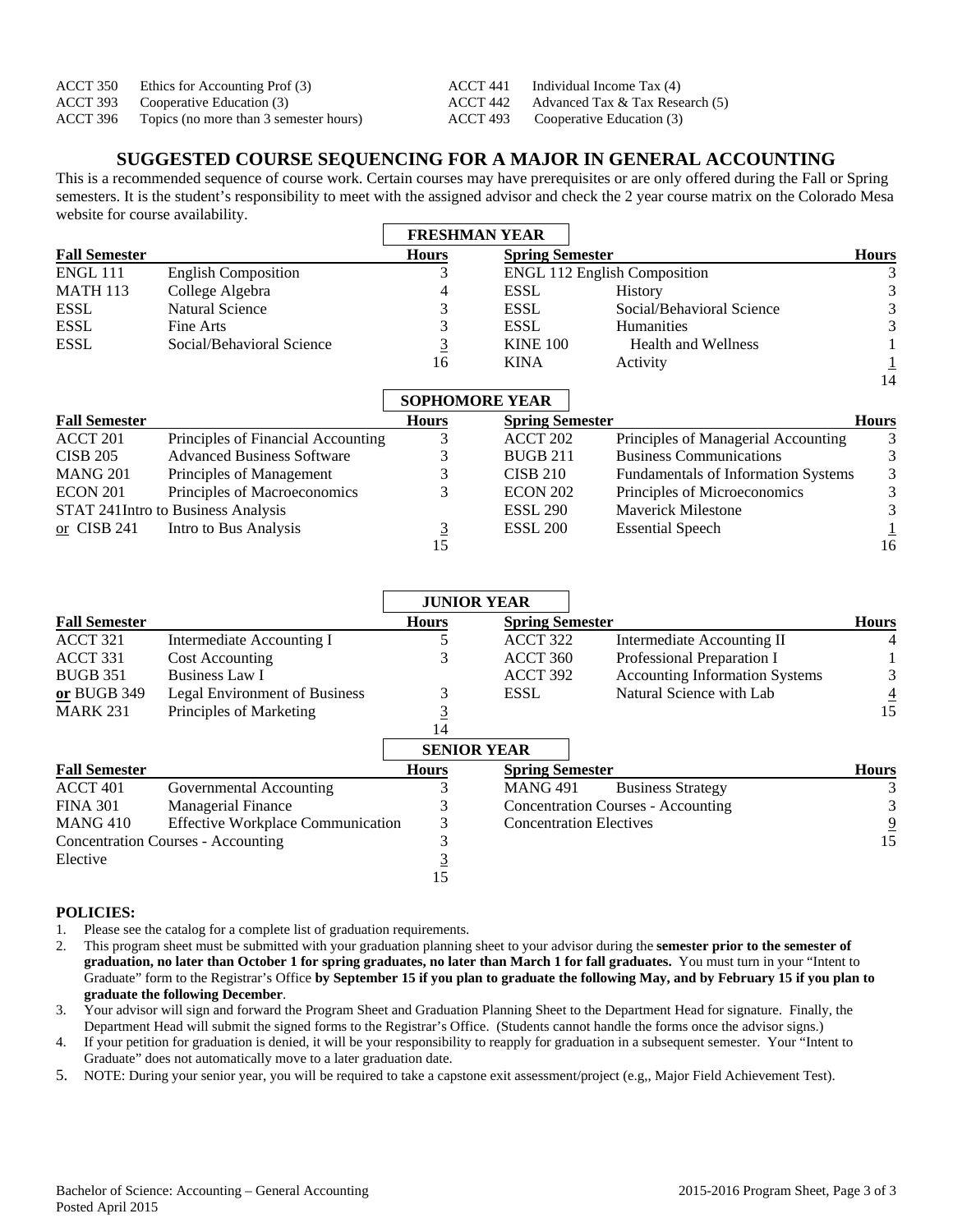| | | | |
|---|---|---|---|
| ACCT 350 | Ethics for Accounting Prof (3) | ACCT 441 | Individual Income Tax (4) |
| ACCT 393 | Cooperative Education (3) | ACCT 442 | Advanced Tax & Tax Research (5) |
| ACCT 396 | Topics (no more than 3 semester hours) | ACCT 493 | Cooperative Education (3) |

## SUGGESTED COURSE SEQUENCING FOR A MAJOR IN GENERAL ACCOUNTING

This is a recommended sequence of course work. Certain courses may have prerequisites or are only offered during the Fall or Spring semesters. It is the student's responsibility to meet with the assigned advisor and check the 2 year course matrix on the Colorado Mesa website for course availability.

### FRESHMAN YEAR

| Fall Semester | | Hours | Spring Semester | | Hours |
|---|---|---|---|---|---|
| ENGL 111 | English Composition | 3 | ENGL 112 English Composition | | 3 |
| MATH 113 | College Algebra | 4 | ESSL | History | 3 |
| ESSL | Natural Science | 3 | ESSL | Social/Behavioral Science | 3 |
| ESSL | Fine Arts | 3 | ESSL | Humanities | 3 |
| ESSL | Social/Behavioral Science | 3 | KINE 100 | Health and Wellness | 1 |
| | | 16 | KINA | Activity | 1 |
| | | | | | 14 |

### SOPHOMORE YEAR

| Fall Semester | | Hours | Spring Semester | | Hours |
|---|---|---|---|---|---|
| ACCT 201 | Principles of Financial Accounting | 3 | ACCT 202 | Principles of Managerial Accounting | 3 |
| CISB 205 | Advanced Business Software | 3 | BUGB 211 | Business Communications | 3 |
| MANG 201 | Principles of Management | 3 | CISB 210 | Fundamentals of Information Systems | 3 |
| ECON 201 | Principles of Macroeconomics | 3 | ECON 202 | Principles of Microeconomics | 3 |
| STAT 241 | Intro to Business Analysis | | ESSL 290 | Maverick Milestone | 3 |
| or CISB 241 | Intro to Bus Analysis | 3 | ESSL 200 | Essential Speech | 1 |
| | | 15 | | | 16 |

### JUNIOR YEAR

| Fall Semester | | Hours | Spring Semester | | Hours |
|---|---|---|---|---|---|
| ACCT 321 | Intermediate Accounting I | 5 | ACCT 322 | Intermediate Accounting II | 4 |
| ACCT 331 | Cost Accounting | 3 | ACCT 360 | Professional Preparation I | 1 |
| BUGB 351 | Business Law I | | ACCT 392 | Accounting Information Systems | 3 |
| **or** BUGB 349 | Legal Environment of Business | 3 | ESSL | Natural Science with Lab | 4 |
| MARK 231 | Principles of Marketing | 3 | | | 15 |
| | | 14 | | | |

### SENIOR YEAR

| Fall Semester | | Hours | Spring Semester | | Hours |
|---|---|---|---|---|---|
| ACCT 401 | Governmental Accounting | 3 | MANG 491 | Business Strategy | 3 |
| FINA 301 | Managerial Finance | 3 | Concentration Courses - Accounting | | 3 |
| MANG 410 | Effective Workplace Communication | 3 | Concentration Electives | | 9 |
| Concentration Courses - Accounting | | 3 | | | 15 |
| Elective | | 3 | | | |
| | | 15 | | | |

**POLICIES:**

1. Please see the catalog for a complete list of graduation requirements.
2. This program sheet must be submitted with your graduation planning sheet to your advisor during the **semester prior to the semester of graduation, no later than October 1 for spring graduates, no later than March 1 for fall graduates.** You must turn in your "Intent to Graduate" form to the Registrar's Office **by September 15 if you plan to graduate the following May, and by February 15 if you plan to graduate the following December**.
3. Your advisor will sign and forward the Program Sheet and Graduation Planning Sheet to the Department Head for signature. Finally, the Department Head will submit the signed forms to the Registrar's Office. (Students cannot handle the forms once the advisor signs.)
4. If your petition for graduation is denied, it will be your responsibility to reapply for graduation in a subsequent semester. Your "Intent to Graduate" does not automatically move to a later graduation date.
5. NOTE: During your senior year, you will be required to take a capstone exit assessment/project (e.g,, Major Field Achievement Test).